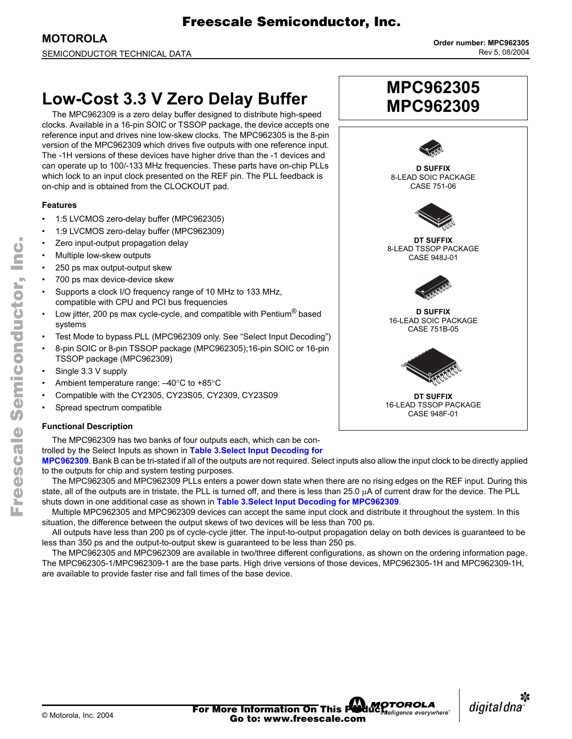**Freescale Semiconductor, Inc.**

**MOTOROLA**

SEMICONDUCTOR TECHNICAL DATA

**Order number: MPC962305**
Rev 5, 08/2004

# Low-Cost 3.3 V Zero Delay Buffer

# MPC962305
# MPC962309

**D SUFFIX**
8-LEAD SOIC PACKAGE
CASE 751-06

**DT SUFFIX**
8-LEAD TSSOP PACKAGE
CASE 948J-01

**D SUFFIX**
16-LEAD SOIC PACKAGE
CASE 751B-05

**DT SUFFIX**
16-LEAD TSSOP PACKAGE
CASE 948F-01

The MPC962309 is a zero delay buffer designed to distribute high-speed clocks. Available in a 16-pin SOIC or TSSOP package, the device accepts one reference input and drives nine low-skew clocks. The MPC962305 is the 8-pin version of the MPC962309 which drives five outputs with one reference input. The -1H versions of these devices have higher drive than the -1 devices and can operate up to 100/-133 MHz frequencies. These parts have on-chip PLLs which lock to an input clock presented on the REF pin. The PLL feedback is on-chip and is obtained from the CLOCKOUT pad.

### Features

- 1:5 LVCMOS zero-delay buffer (MPC962305)
- 1:9 LVCMOS zero-delay buffer (MPC962309)
- Zero input-output propagation delay
- Multiple low-skew outputs
- 250 ps max output-output skew
- 700 ps max device-device skew
- Supports a clock I/O frequency range of 10 MHz to 133 MHz, compatible with CPU and PCI bus frequencies
- Low jitter, 200 ps max cycle-cycle, and compatible with Pentium® based systems
- Test Mode to bypass PLL (MPC962309 only. See "Select Input Decoding")
- 8-pin SOIC or 8-pin TSSOP package (MPC962305);16-pin SOIC or 16-pin TSSOP package (MPC962309)
- Single 3.3 V supply
- Ambient temperature range: –40°C to +85°C
- Compatible with the CY2305, CY23S05, CY2309, CY23S09
- Spread spectrum compatible

### Functional Description

The MPC962309 has two banks of four outputs each, which can be controlled by the Select Inputs as shown in **Table 3.Select Input Decoding for MPC962309**. Bank B can be tri-stated if all of the outputs are not required. Select inputs also allow the input clock to be directly applied to the outputs for chip and system testing purposes.

The MPC962305 and MPC962309 PLLs enters a power down state when there are no rising edges on the REF input. During this state, all of the outputs are in tristate, the PLL is turned off, and there is less than 25.0 μA of current draw for the device. The PLL shuts down in one additional case as shown in **Table 3.Select Input Decoding for MPC962309**.

Multiple MPC962305 and MPC962309 devices can accept the same input clock and distribute it throughout the system. In this situation, the difference between the output skews of two devices will be less than 700 ps.

All outputs have less than 200 ps of cycle-cycle jitter. The input-to-output propagation delay on both devices is guaranteed to be less than 350 ps and the output-to-output skew is guaranteed to be less than 250 ps.

The MPC962305 and MPC962309 are available in two/three different configurations, as shown on the ordering information page. The MPC962305-1/MPC962309-1 are the base parts. High drive versions of those devices, MPC962305-1H and MPC962309-1H, are available to provide faster rise and fall times of the base device.

© Motorola, Inc. 2004

**For More Information On This Product, Go to: www.freescale.com**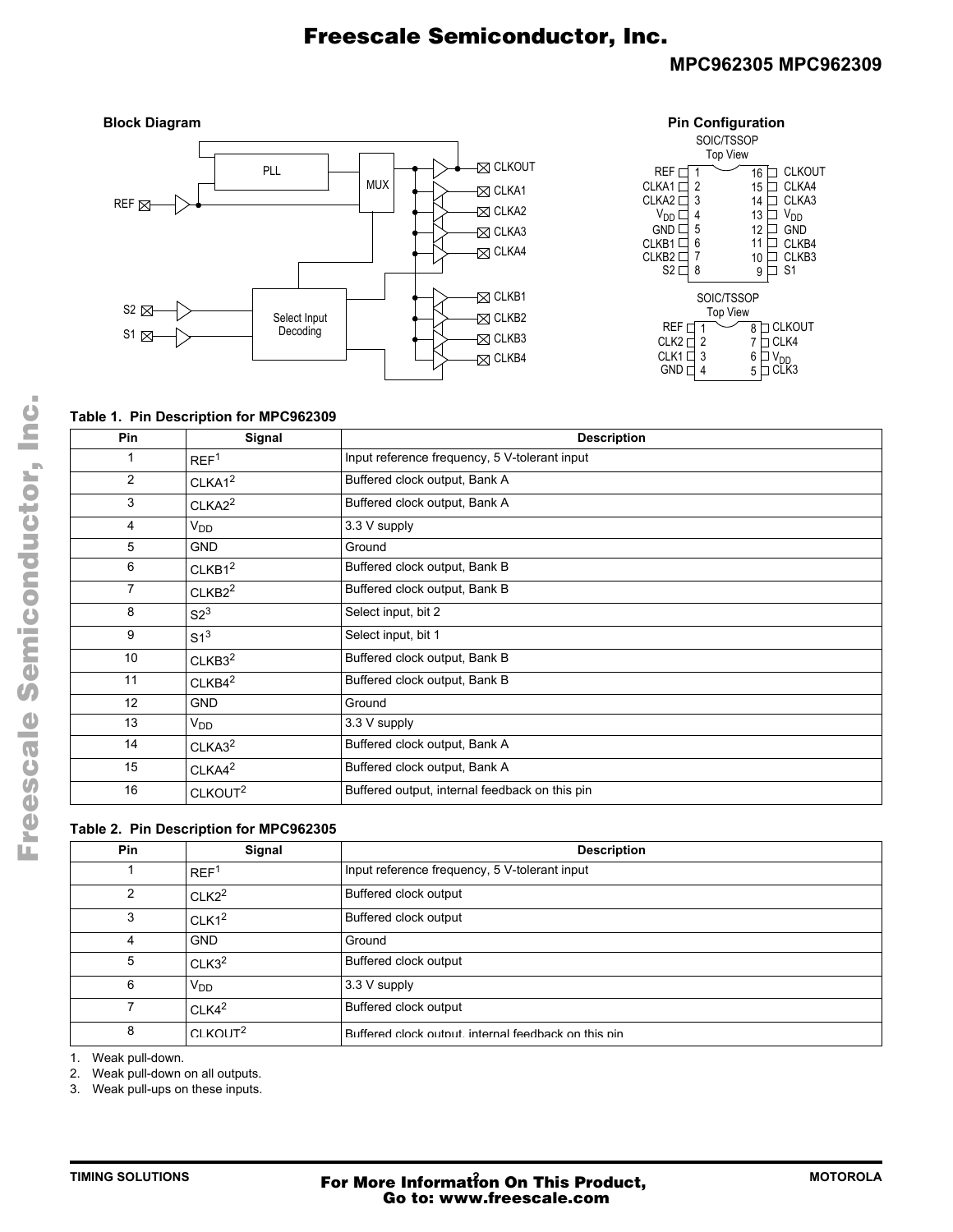## Block Diagram

## Pin Configuration

**Table 1. Pin Description for MPC962309**

| Pin | Signal | Description |
|---|---|---|
| 1 | REF[1] | Input reference frequency, 5 V-tolerant input |
| 2 | CLKA1[2] | Buffered clock output, Bank A |
| 3 | CLKA2[2] | Buffered clock output, Bank A |
| 4 | $V_{DD}$ | 3.3 V supply |
| 5 | GND | Ground |
| 6 | CLKB1[2] | Buffered clock output, Bank B |
| 7 | CLKB2[2] | Buffered clock output, Bank B |
| 8 | S2[3] | Select input, bit 2 |
| 9 | S1[3] | Select input, bit 1 |
| 10 | CLKB3[2] | Buffered clock output, Bank B |
| 11 | CLKB4[2] | Buffered clock output, Bank B |
| 12 | GND | Ground |
| 13 | $V_{DD}$ | 3.3 V supply |
| 14 | CLKA3[2] | Buffered clock output, Bank A |
| 15 | CLKA4[2] | Buffered clock output, Bank A |
| 16 | CLKOUT[2] | Buffered output, internal feedback on this pin |

**Table 2. Pin Description for MPC962305**

| Pin | Signal | Description |
|---|---|---|
| 1 | REF[1] | Input reference frequency, 5 V-tolerant input |
| 2 | CLK2[2] | Buffered clock output |
| 3 | CLK1[2] | Buffered clock output |
| 4 | GND | Ground |
| 5 | CLK3[2] | Buffered clock output |
| 6 | $V_{DD}$ | 3.3 V supply |
| 7 | CLK4[2] | Buffered clock output |
| 8 | CLKOUT[2] | Buffered clock output, internal feedback on this pin |

1. Weak pull-down.
2. Weak pull-down on all outputs.
3. Weak pull-ups on these inputs.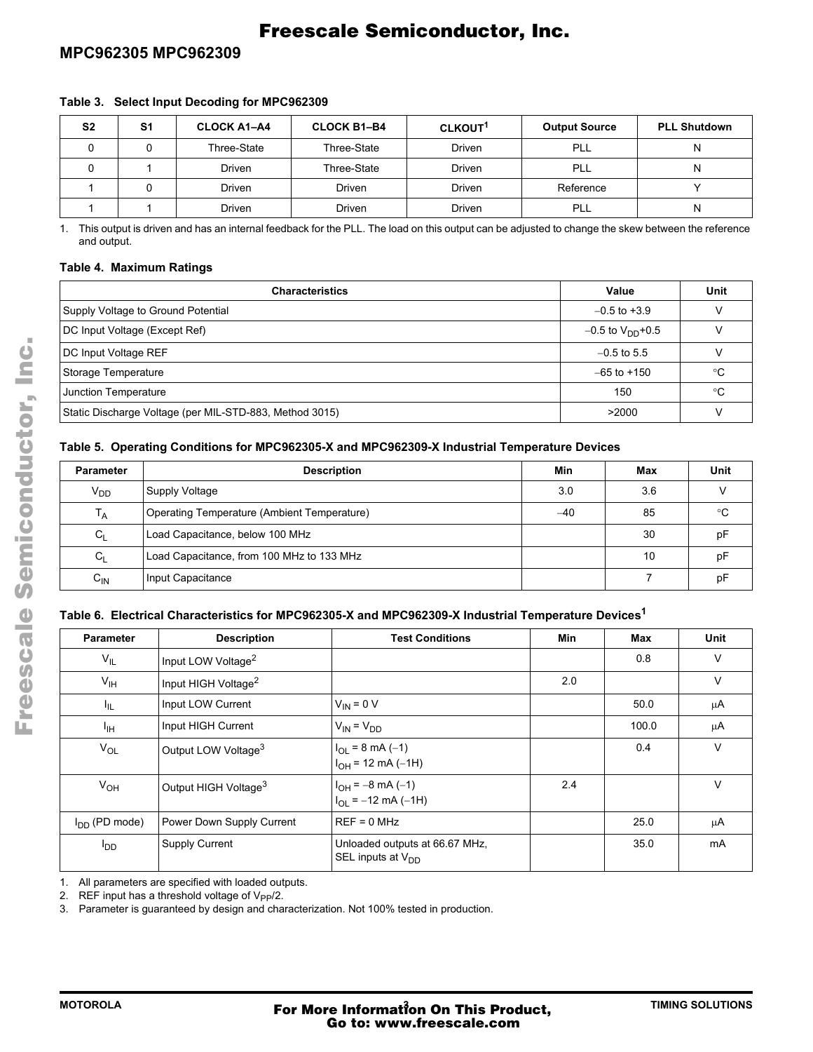**Table 3. Select Input Decoding for MPC962309**

| S2 | S1 | CLOCK A1–A4 | CLOCK B1–B4 | CLKOUT[1] | Output Source | PLL Shutdown |
|---|---|---|---|---|---|---|
| 0 | 0 | Three-State | Three-State | Driven | PLL | N |
| 0 | 1 | Driven | Three-State | Driven | PLL | N |
| 1 | 0 | Driven | Driven | Driven | Reference | Y |
| 1 | 1 | Driven | Driven | Driven | PLL | N |

1. This output is driven and has an internal feedback for the PLL. The load on this output can be adjusted to change the skew between the reference and output.

**Table 4. Maximum Ratings**

| Characteristics | Value | Unit |
|---|---|---|
| Supply Voltage to Ground Potential | −0.5 to +3.9 | V |
| DC Input Voltage (Except Ref) | −0.5 to $V_{DD}$+0.5 | V |
| DC Input Voltage REF | −0.5 to 5.5 | V |
| Storage Temperature | −65 to +150 | °C |
| Junction Temperature | 150 | °C |
| Static Discharge Voltage (per MIL-STD-883, Method 3015) | >2000 | V |

**Table 5. Operating Conditions for MPC962305-X and MPC962309-X Industrial Temperature Devices**

| Parameter | Description | Min | Max | Unit |
|---|---|---|---|---|
| $V_{DD}$ | Supply Voltage | 3.0 | 3.6 | V |
| $T_A$ | Operating Temperature (Ambient Temperature) | −40 | 85 | °C |
| $C_L$ | Load Capacitance, below 100 MHz | | 30 | pF |
| $C_L$ | Load Capacitance, from 100 MHz to 133 MHz | | 10 | pF |
| $C_{IN}$ | Input Capacitance | | 7 | pF |

**Table 6. Electrical Characteristics for MPC962305-X and MPC962309-X Industrial Temperature Devices[1]**

| Parameter | Description | Test Conditions | Min | Max | Unit |
|---|---|---|---|---|---|
| $V_{IL}$ | Input LOW Voltage[2] | | | 0.8 | V |
| $V_{IH}$ | Input HIGH Voltage[2] | | 2.0 | | V |
| $I_{IL}$ | Input LOW Current | $V_{IN}$ = 0 V | | 50.0 | μA |
| $I_{IH}$ | Input HIGH Current | $V_{IN}$ = $V_{DD}$ | | 100.0 | μA |
| $V_{OL}$ | Output LOW Voltage[3] | $I_{OL}$ = 8 mA (−1)<br>$I_{OH}$ = 12 mA (−1H) | | 0.4 | V |
| $V_{OH}$ | Output HIGH Voltage[3] | $I_{OH}$ = −8 mA (−1)<br>$I_{OL}$ = −12 mA (−1H) | 2.4 | | V |
| $I_{DD}$ (PD mode) | Power Down Supply Current | REF = 0 MHz | | 25.0 | μA |
| $I_{DD}$ | Supply Current | Unloaded outputs at 66.67 MHz, SEL inputs at $V_{DD}$ | | 35.0 | mA |

1. All parameters are specified with loaded outputs.
2. REF input has a threshold voltage of $V_{PP}$/2.
3. Parameter is guaranteed by design and characterization. Not 100% tested in production.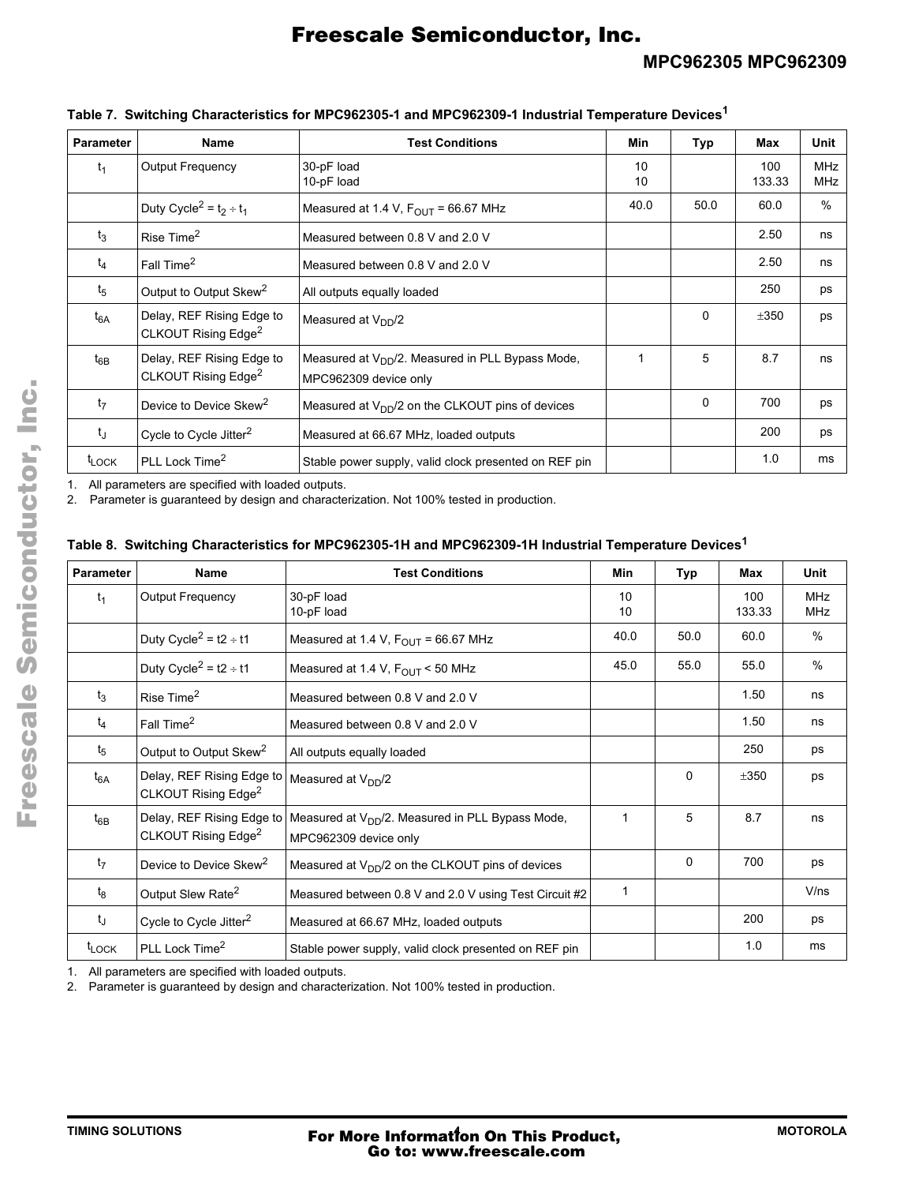**Table 7. Switching Characteristics for MPC962305-1 and MPC962309-1 Industrial Temperature Devices[1]**

| Parameter | Name | Test Conditions | Min | Typ | Max | Unit |
|---|---|---|---|---|---|---|
| $t_1$ | Output Frequency | 30-pF load<br>10-pF load | 10<br>10 | | 100<br>133.33 | MHz<br>MHz |
| | Duty Cycle[2] = $t_2 \div t_1$ | Measured at 1.4 V, $F_{OUT}$ = 66.67 MHz | 40.0 | 50.0 | 60.0 | % |
| $t_3$ | Rise Time[2] | Measured between 0.8 V and 2.0 V | | | 2.50 | ns |
| $t_4$ | Fall Time[2] | Measured between 0.8 V and 2.0 V | | | 2.50 | ns |
| $t_5$ | Output to Output Skew[2] | All outputs equally loaded | | | 250 | ps |
| $t_{6A}$ | Delay, REF Rising Edge to CLKOUT Rising Edge[2] | Measured at $V_{DD}/2$ | | 0 | ±350 | ps |
| $t_{6B}$ | Delay, REF Rising Edge to CLKOUT Rising Edge[2] | Measured at $V_{DD}/2$. Measured in PLL Bypass Mode, MPC962309 device only | 1 | 5 | 8.7 | ns |
| $t_7$ | Device to Device Skew[2] | Measured at $V_{DD}/2$ on the CLKOUT pins of devices | | 0 | 700 | ps |
| $t_J$ | Cycle to Cycle Jitter[2] | Measured at 66.67 MHz, loaded outputs | | | 200 | ps |
| $t_{LOCK}$ | PLL Lock Time[2] | Stable power supply, valid clock presented on REF pin | | | 1.0 | ms |

1. All parameters are specified with loaded outputs.
2. Parameter is guaranteed by design and characterization. Not 100% tested in production.

**Table 8. Switching Characteristics for MPC962305-1H and MPC962309-1H Industrial Temperature Devices[1]**

| Parameter | Name | Test Conditions | Min | Typ | Max | Unit |
|---|---|---|---|---|---|---|
| $t_1$ | Output Frequency | 30-pF load<br>10-pF load | 10<br>10 | | 100<br>133.33 | MHz<br>MHz |
| | Duty Cycle[2] = t2 ÷ t1 | Measured at 1.4 V, $F_{OUT}$ = 66.67 MHz | 40.0 | 50.0 | 60.0 | % |
| | Duty Cycle[2] = t2 ÷ t1 | Measured at 1.4 V, $F_{OUT}$ < 50 MHz | 45.0 | 55.0 | 55.0 | % |
| $t_3$ | Rise Time[2] | Measured between 0.8 V and 2.0 V | | | 1.50 | ns |
| $t_4$ | Fall Time[2] | Measured between 0.8 V and 2.0 V | | | 1.50 | ns |
| $t_5$ | Output to Output Skew[2] | All outputs equally loaded | | | 250 | ps |
| $t_{6A}$ | Delay, REF Rising Edge to CLKOUT Rising Edge[2] | Measured at $V_{DD}/2$ | | 0 | ±350 | ps |
| $t_{6B}$ | Delay, REF Rising Edge to CLKOUT Rising Edge[2] | Measured at $V_{DD}/2$. Measured in PLL Bypass Mode, MPC962309 device only | 1 | 5 | 8.7 | ns |
| $t_7$ | Device to Device Skew[2] | Measured at $V_{DD}/2$ on the CLKOUT pins of devices | | 0 | 700 | ps |
| $t_8$ | Output Slew Rate[2] | Measured between 0.8 V and 2.0 V using Test Circuit #2 | 1 | | | V/ns |
| $t_J$ | Cycle to Cycle Jitter[2] | Measured at 66.67 MHz, loaded outputs | | | 200 | ps |
| $t_{LOCK}$ | PLL Lock Time[2] | Stable power supply, valid clock presented on REF pin | | | 1.0 | ms |

1. All parameters are specified with loaded outputs.
2. Parameter is guaranteed by design and characterization. Not 100% tested in production.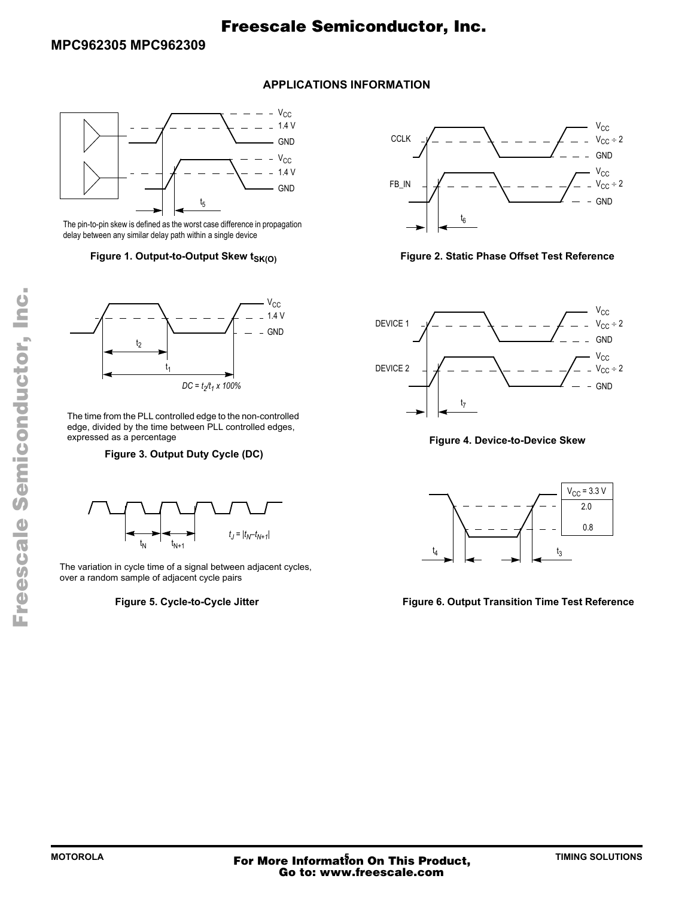## APPLICATIONS INFORMATION

The pin-to-pin skew is defined as the worst case difference in propagation delay between any similar delay path within a single device

**Figure 1. Output-to-Output Skew $t_{SK(O)}$**

**Figure 2. Static Phase Offset Test Reference**

$DC = t_2/t_1 \times 100\%$

The time from the PLL controlled edge to the non-controlled edge, divided by the time between PLL controlled edges, expressed as a percentage

**Figure 3. Output Duty Cycle (DC)**

**Figure 4. Device-to-Device Skew**

$t_J = |t_N - t_{N+1}|$

The variation in cycle time of a signal between adjacent cycles, over a random sample of adjacent cycle pairs

**Figure 5. Cycle-to-Cycle Jitter**

**Figure 6. Output Transition Time Test Reference**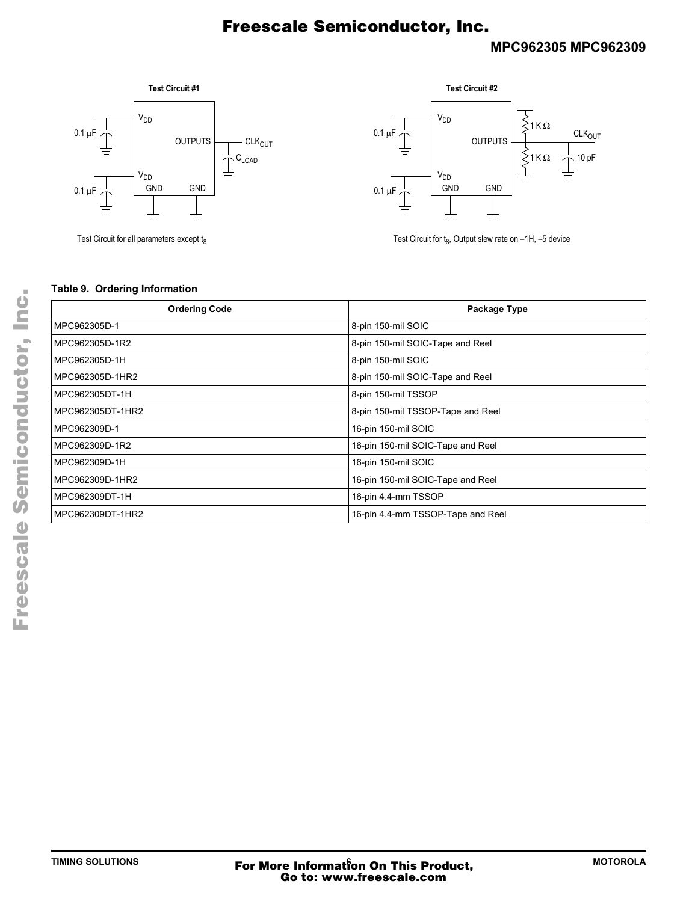**Test Circuit #1**

$V_{DD}$ — 0.1 µF; OUTPUTS — $CLK_{OUT}$ — $C_{LOAD}$; $V_{DD}$ — 0.1 µF; GND, GND

Test Circuit for all parameters except $t_8$

**Test Circuit #2**

$V_{DD}$ — 0.1 µF; OUTPUTS — 1 K Ω, 1 K Ω — $CLK_{OUT}$ — 10 pF; $V_{DD}$ — 0.1 µF; GND, GND

Test Circuit for $t_8$, Output slew rate on –1H, –5 device

**Table 9. Ordering Information**

| Ordering Code | Package Type |
|---|---|
| MPC962305D-1 | 8-pin 150-mil SOIC |
| MPC962305D-1R2 | 8-pin 150-mil SOIC-Tape and Reel |
| MPC962305D-1H | 8-pin 150-mil SOIC |
| MPC962305D-1HR2 | 8-pin 150-mil SOIC-Tape and Reel |
| MPC962305DT-1H | 8-pin 150-mil TSSOP |
| MPC962305DT-1HR2 | 8-pin 150-mil TSSOP-Tape and Reel |
| MPC962309D-1 | 16-pin 150-mil SOIC |
| MPC962309D-1R2 | 16-pin 150-mil SOIC-Tape and Reel |
| MPC962309D-1H | 16-pin 150-mil SOIC |
| MPC962309D-1HR2 | 16-pin 150-mil SOIC-Tape and Reel |
| MPC962309DT-1H | 16-pin 4.4-mm TSSOP |
| MPC962309DT-1HR2 | 16-pin 4.4-mm TSSOP-Tape and Reel |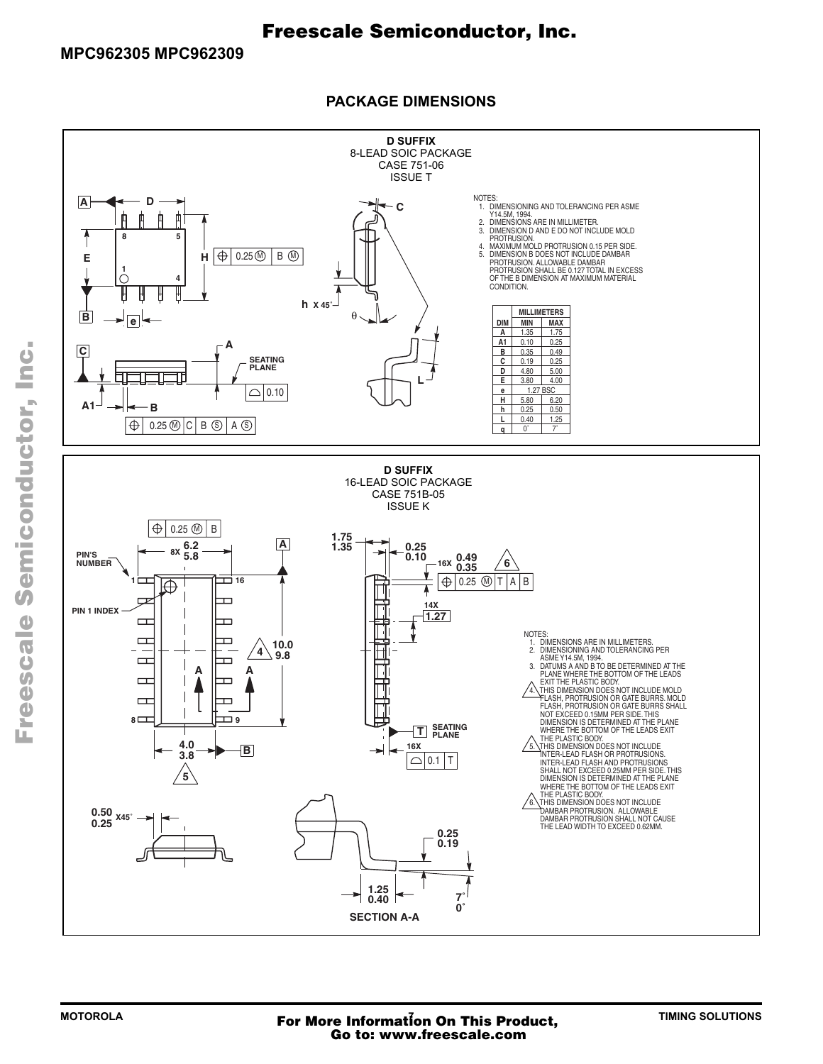## PACKAGE DIMENSIONS

### D SUFFIX
8-LEAD SOIC PACKAGE
CASE 751-06
ISSUE T

NOTES:
1. DIMENSIONING AND TOLERANCING PER ASME Y14.5M, 1994.
2. DIMENSIONS ARE IN MILLIMETER.
3. DIMENSION D AND E DO NOT INCLUDE MOLD PROTRUSION.
4. MAXIMUM MOLD PROTRUSION 0.15 PER SIDE.
5. DIMENSION B DOES NOT INCLUDE DAMBAR PROTRUSION. ALLOWABLE DAMBAR PROTRUSION SHALL BE 0.127 TOTAL IN EXCESS OF THE B DIMENSION AT MAXIMUM MATERIAL CONDITION.

| DIM | MILLIMETERS MIN | MILLIMETERS MAX |
|---|---|---|
| A | 1.35 | 1.75 |
| A1 | 0.10 | 0.25 |
| B | 0.35 | 0.49 |
| C | 0.19 | 0.25 |
| D | 4.80 | 5.00 |
| E | 3.80 | 4.00 |
| e | 1.27 BSC | |
| H | 5.80 | 6.20 |
| h | 0.25 | 0.50 |
| L | 0.40 | 1.25 |
| q | 0° | 7° |

### D SUFFIX
16-LEAD SOIC PACKAGE
CASE 751B-05
ISSUE K

NOTES:
1. DIMENSIONS ARE IN MILLIMETERS.
2. DIMENSIONING AND TOLERANCING PER ASME Y14.5M, 1994.
3. DATUMS A AND B TO BE DETERMINED AT THE PLANE WHERE THE BOTTOM OF THE LEADS EXIT THE PLASTIC BODY.
4. THIS DIMENSION DOES NOT INCLUDE MOLD FLASH, PROTRUSION OR GATE BURRS. MOLD FLASH, PROTRUSION OR GATE BURRS SHALL NOT EXCEED 0.15MM PER SIDE. THIS DIMENSION IS DETERMINED AT THE PLANE WHERE THE BOTTOM OF THE LEADS EXIT THE PLASTIC BODY.
5. THIS DIMENSION DOES NOT INCLUDE INTER-LEAD FLASH OR PROTRUSIONS. INTER-LEAD FLASH AND PROTRUSIONS SHALL NOT EXCEED 0.25MM PER SIDE. THIS DIMENSION IS DETERMINED AT THE PLANE WHERE THE BOTTOM OF THE LEADS EXIT THE PLASTIC BODY.
6. THIS DIMENSION DOES NOT INCLUDE DAMBAR PROTRUSION. ALLOWABLE DAMBAR PROTRUSION SHALL NOT CAUSE THE LEAD WIDTH TO EXCEED 0.62MM.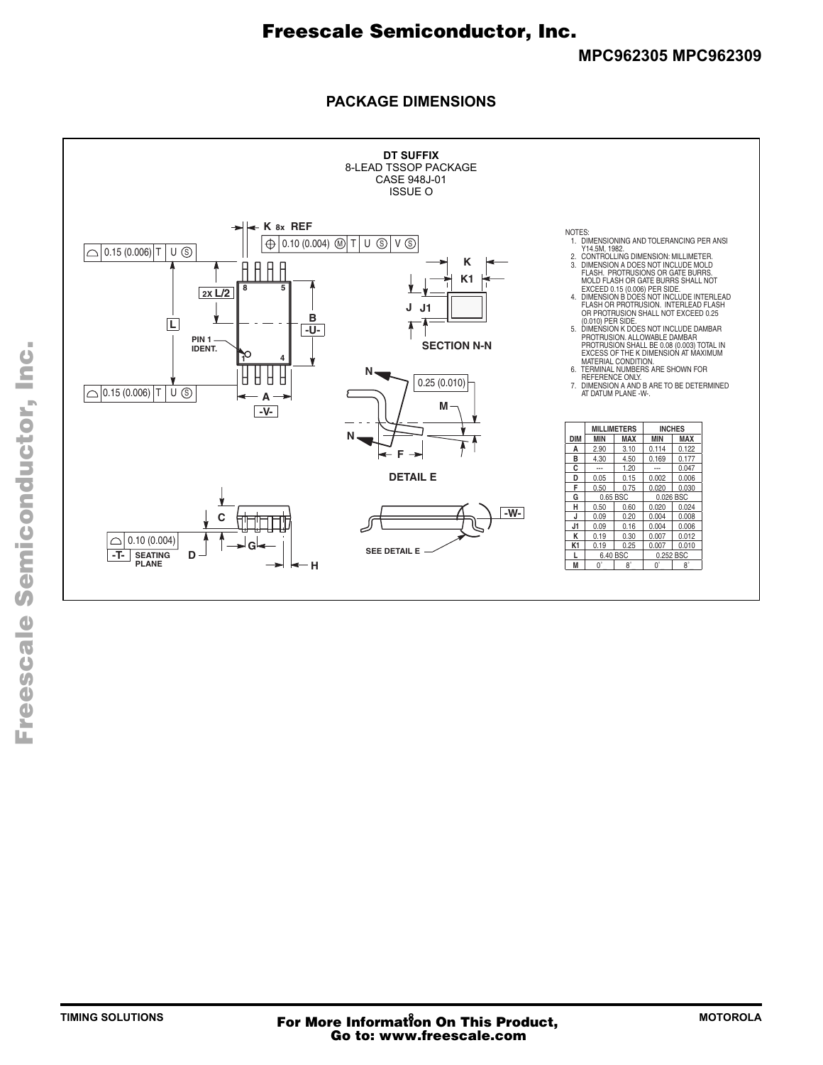## PACKAGE DIMENSIONS

**DT SUFFIX**
8-LEAD TSSOP PACKAGE
CASE 948J-01
ISSUE O

NOTES:
1. DIMENSIONING AND TOLERANCING PER ANSI Y14.5M, 1982.
2. CONTROLLING DIMENSION: MILLIMETER.
3. DIMENSION A DOES NOT INCLUDE MOLD FLASH. PROTRUSIONS OR GATE BURRS. MOLD FLASH OR GATE BURRS SHALL NOT EXCEED 0.15 (0.006) PER SIDE.
4. DIMENSION B DOES NOT INCLUDE INTERLEAD FLASH OR PROTRUSION. INTERLEAD FLASH OR PROTRUSION SHALL NOT EXCEED 0.25 (0.010) PER SIDE.
5. DIMENSION K DOES NOT INCLUDE DAMBAR PROTRUSION. ALLOWABLE DAMBAR PROTRUSION SHALL BE 0.08 (0.003) TOTAL IN EXCESS OF THE K DIMENSION AT MAXIMUM MATERIAL CONDITION.
6. TERMINAL NUMBERS ARE SHOWN FOR REFERENCE ONLY.
7. DIMENSION A AND B ARE TO BE DETERMINED AT DATUM PLANE -W-.

| DIM | MILLIMETERS MIN | MILLIMETERS MAX | INCHES MIN | INCHES MAX |
|---|---|---|---|---|
| A | 2.90 | 3.10 | 0.114 | 0.122 |
| B | 4.30 | 4.50 | 0.169 | 0.177 |
| C | --- | 1.20 | --- | 0.047 |
| D | 0.05 | 0.15 | 0.002 | 0.006 |
| F | 0.50 | 0.75 | 0.020 | 0.030 |
| G | 0.65 BSC | | 0.026 BSC | |
| H | 0.50 | 0.60 | 0.020 | 0.024 |
| J | 0.09 | 0.20 | 0.004 | 0.008 |
| J1 | 0.09 | 0.16 | 0.004 | 0.006 |
| K | 0.19 | 0.30 | 0.007 | 0.012 |
| K1 | 0.19 | 0.25 | 0.007 | 0.010 |
| L | 6.40 BSC | | 0.252 BSC | |
| M | 0° | 8° | 0° | 8° |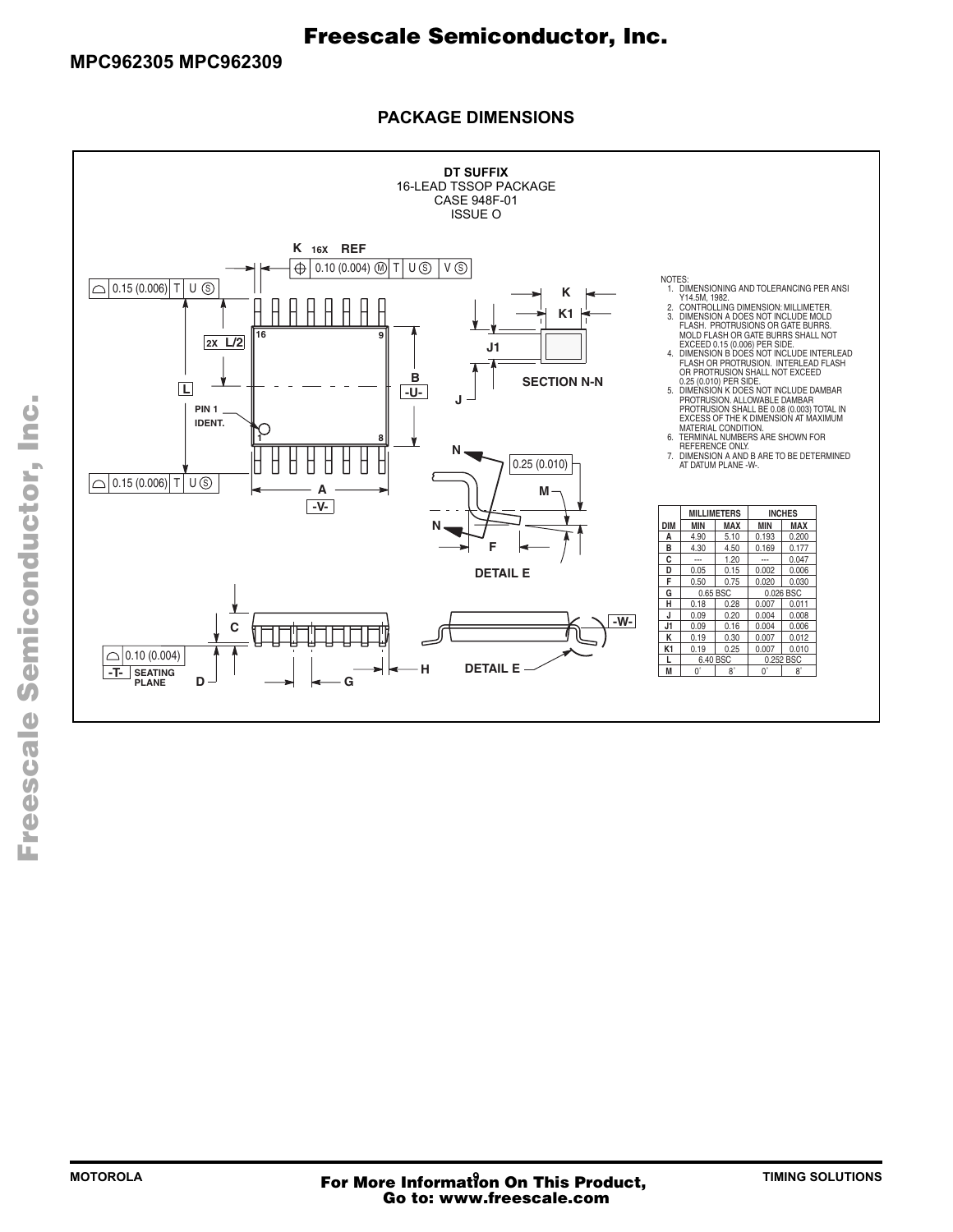## PACKAGE DIMENSIONS

**DT SUFFIX**
16-LEAD TSSOP PACKAGE
CASE 948F-01
ISSUE O

NOTES:
1. DIMENSIONING AND TOLERANCING PER ANSI Y14.5M, 1982.
2. CONTROLLING DIMENSION: MILLIMETER.
3. DIMENSION A DOES NOT INCLUDE MOLD FLASH. PROTRUSIONS OR GATE BURRS. MOLD FLASH OR GATE BURRS SHALL NOT EXCEED 0.15 (0.006) PER SIDE.
4. DIMENSION B DOES NOT INCLUDE INTERLEAD FLASH OR PROTRUSION. INTERLEAD FLASH OR PROTRUSION SHALL NOT EXCEED 0.25 (0.010) PER SIDE.
5. DIMENSION K DOES NOT INCLUDE DAMBAR PROTRUSION. ALLOWABLE DAMBAR PROTRUSION SHALL BE 0.08 (0.003) TOTAL IN EXCESS OF THE K DIMENSION AT MAXIMUM MATERIAL CONDITION.
6. TERMINAL NUMBERS ARE SHOWN FOR REFERENCE ONLY.
7. DIMENSION A AND B ARE TO BE DETERMINED AT DATUM PLANE -W-.

| DIM | MILLIMETERS MIN | MILLIMETERS MAX | INCHES MIN | INCHES MAX |
|---|---|---|---|---|
| A | 4.90 | 5.10 | 0.193 | 0.200 |
| B | 4.30 | 4.50 | 0.169 | 0.177 |
| C | --- | 1.20 | --- | 0.047 |
| D | 0.05 | 0.15 | 0.002 | 0.006 |
| F | 0.50 | 0.75 | 0.020 | 0.030 |
| G | 0.65 BSC | | 0.026 BSC | |
| H | 0.18 | 0.28 | 0.007 | 0.011 |
| J | 0.09 | 0.20 | 0.004 | 0.008 |
| J1 | 0.09 | 0.16 | 0.004 | 0.006 |
| K | 0.19 | 0.30 | 0.007 | 0.012 |
| K1 | 0.19 | 0.25 | 0.007 | 0.010 |
| L | 6.40 BSC | | 0.252 BSC | |
| M | 0° | 8° | 0° | 8° |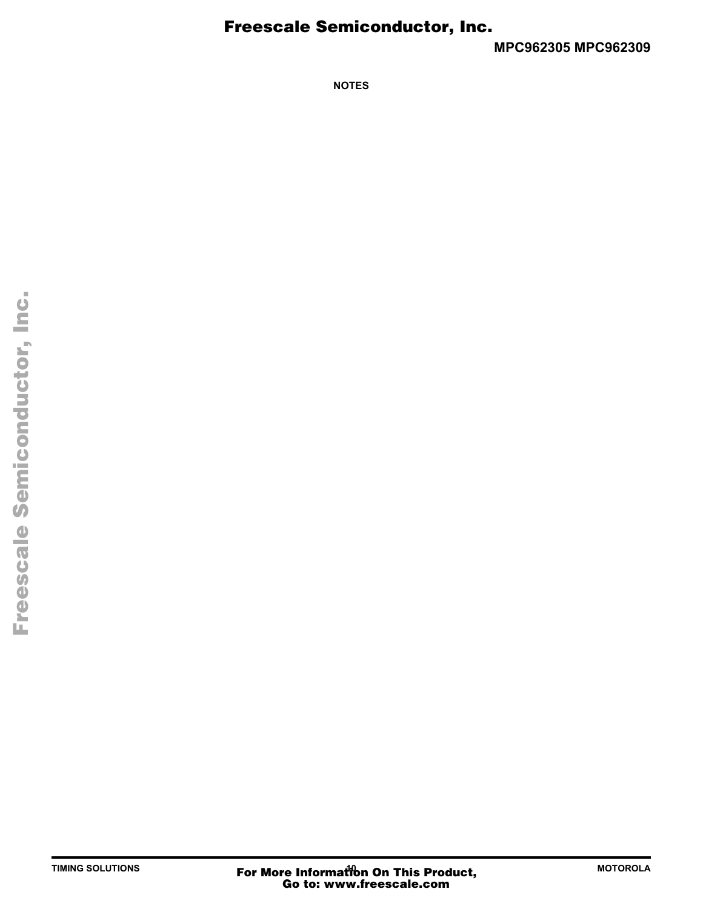NOTES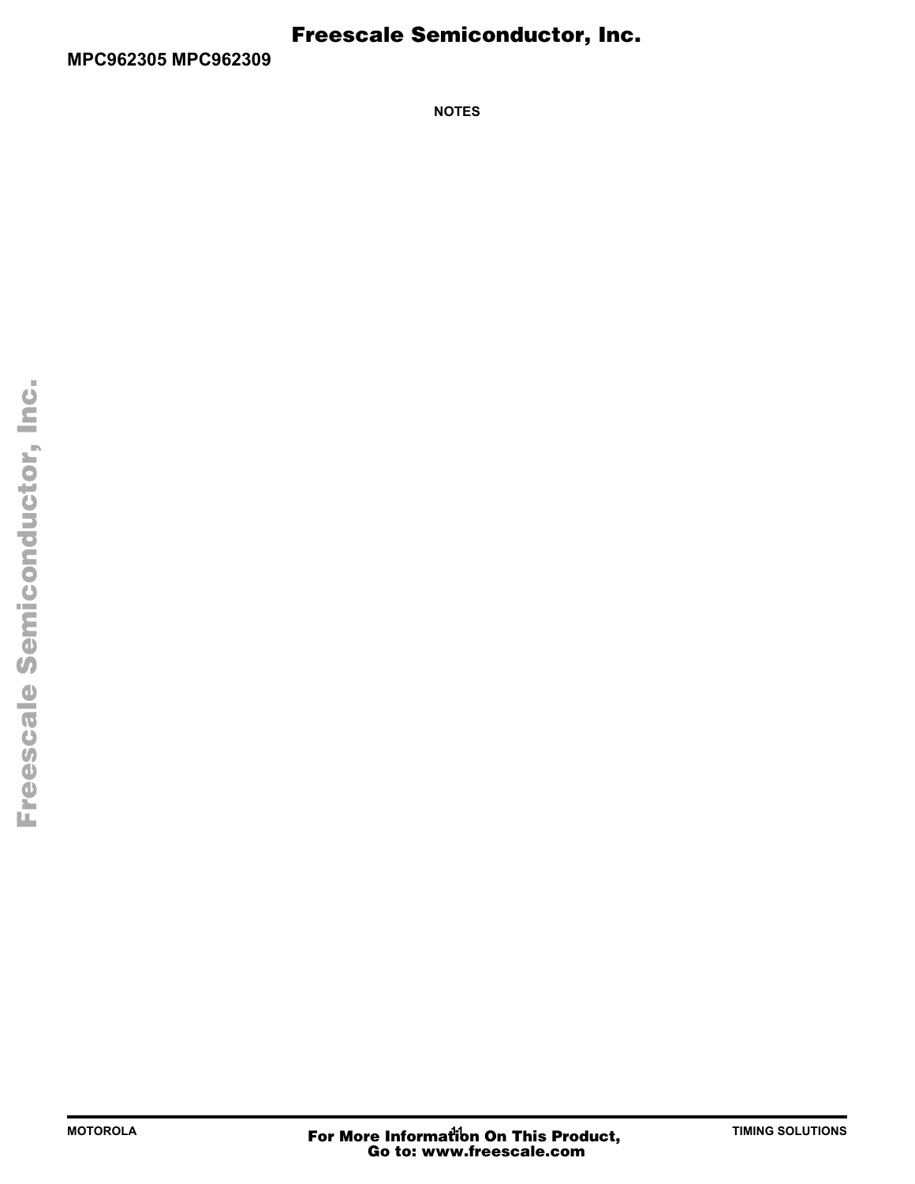NOTES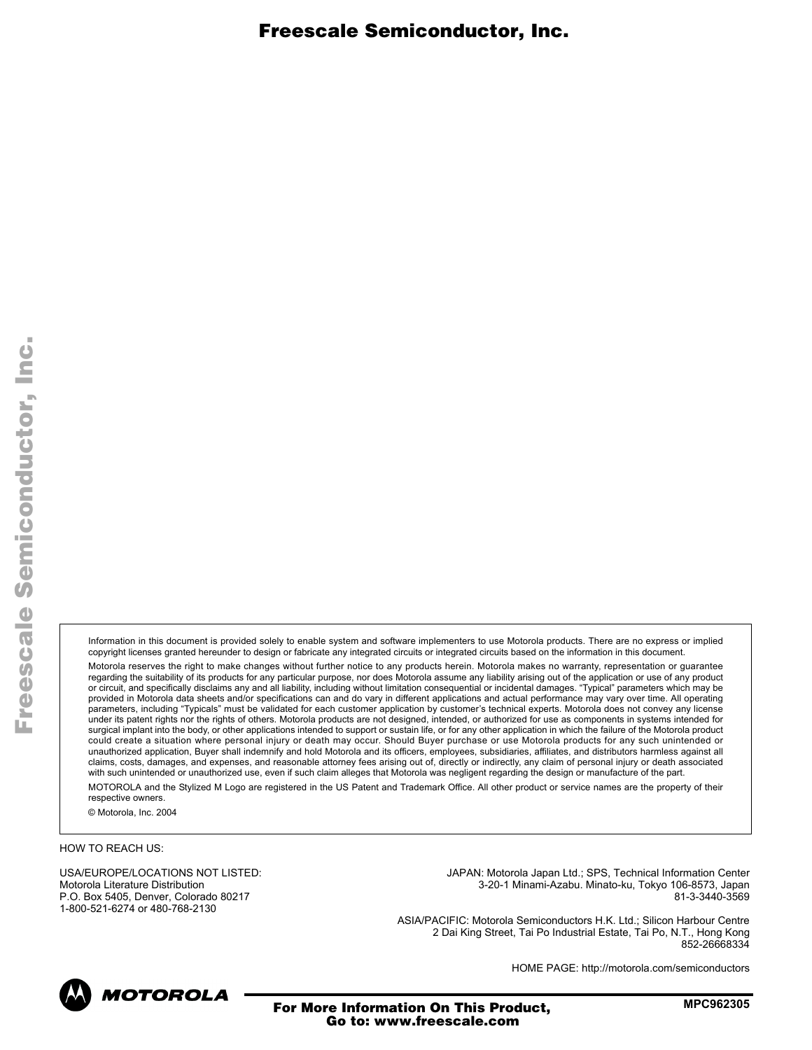Information in this document is provided solely to enable system and software implementers to use Motorola products. There are no express or implied copyright licenses granted hereunder to design or fabricate any integrated circuits or integrated circuits based on the information in this document.

Motorola reserves the right to make changes without further notice to any products herein. Motorola makes no warranty, representation or guarantee regarding the suitability of its products for any particular purpose, nor does Motorola assume any liability arising out of the application or use of any product or circuit, and specifically disclaims any and all liability, including without limitation consequential or incidental damages. "Typical" parameters which may be provided in Motorola data sheets and/or specifications can and do vary in different applications and actual performance may vary over time. All operating parameters, including "Typicals" must be validated for each customer application by customer's technical experts. Motorola does not convey any license under its patent rights nor the rights of others. Motorola products are not designed, intended, or authorized for use as components in systems intended for surgical implant into the body, or other applications intended to support or sustain life, or for any other application in which the failure of the Motorola product could create a situation where personal injury or death may occur. Should Buyer purchase or use Motorola products for any such unintended or unauthorized application, Buyer shall indemnify and hold Motorola and its officers, employees, subsidiaries, affiliates, and distributors harmless against all claims, costs, damages, and expenses, and reasonable attorney fees arising out of, directly or indirectly, any claim of personal injury or death associated with such unintended or unauthorized use, even if such claim alleges that Motorola was negligent regarding the design or manufacture of the part.

MOTOROLA and the Stylized M Logo are registered in the US Patent and Trademark Office. All other product or service names are the property of their respective owners.

© Motorola, Inc. 2004

HOW TO REACH US:

USA/EUROPE/LOCATIONS NOT LISTED:
Motorola Literature Distribution
P.O. Box 5405, Denver, Colorado 80217
1-800-521-6274 or 480-768-2130

JAPAN: Motorola Japan Ltd.; SPS, Technical Information Center
3-20-1 Minami-Azabu. Minato-ku, Tokyo 106-8573, Japan
81-3-3440-3569

ASIA/PACIFIC: Motorola Semiconductors H.K. Ltd.; Silicon Harbour Centre
2 Dai King Street, Tai Po Industrial Estate, Tai Po, N.T., Hong Kong
852-26668334

HOME PAGE: http://motorola.com/semiconductors

MOTOROLA

MPC962305

**For More Information On This Product,**
**Go to: www.freescale.com**